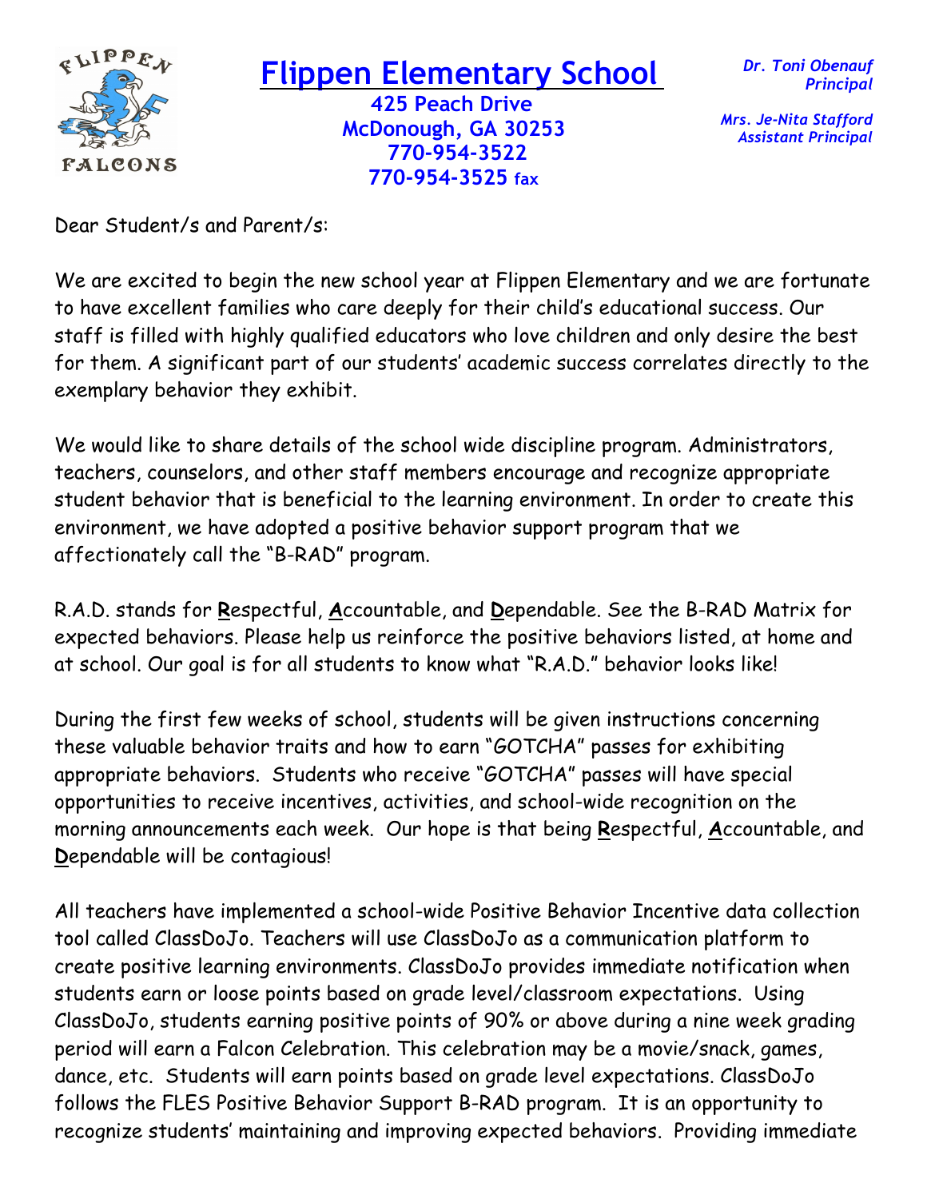# Flippen Elementary School

**425 Peach Drive**
**McDonough, GA 30253**
**770-954-3522**
**770-954-3525 fax**

***Dr. Toni Obenauf***
***Principal***

***Mrs. Je-Nita Stafford***
***Assistant Principal***

Dear Student/s and Parent/s:

We are excited to begin the new school year at Flippen Elementary and we are fortunate to have excellent families who care deeply for their child's educational success. Our staff is filled with highly qualified educators who love children and only desire the best for them. A significant part of our students' academic success correlates directly to the exemplary behavior they exhibit.

We would like to share details of the school wide discipline program. Administrators, teachers, counselors, and other staff members encourage and recognize appropriate student behavior that is beneficial to the learning environment. In order to create this environment, we have adopted a positive behavior support program that we affectionately call the "B-RAD" program.

R.A.D. stands for **R**espectful, **A**ccountable, and **D**ependable. See the B-RAD Matrix for expected behaviors. Please help us reinforce the positive behaviors listed, at home and at school. Our goal is for all students to know what "R.A.D." behavior looks like!

During the first few weeks of school, students will be given instructions concerning these valuable behavior traits and how to earn "GOTCHA" passes for exhibiting appropriate behaviors. Students who receive "GOTCHA" passes will have special opportunities to receive incentives, activities, and school-wide recognition on the morning announcements each week. Our hope is that being **R**espectful, **A**ccountable, and **D**ependable will be contagious!

All teachers have implemented a school-wide Positive Behavior Incentive data collection tool called ClassDoJo. Teachers will use ClassDoJo as a communication platform to create positive learning environments. ClassDoJo provides immediate notification when students earn or loose points based on grade level/classroom expectations. Using ClassDoJo, students earning positive points of 90% or above during a nine week grading period will earn a Falcon Celebration. This celebration may be a movie/snack, games, dance, etc. Students will earn points based on grade level expectations. ClassDoJo follows the FLES Positive Behavior Support B-RAD program. It is an opportunity to recognize students' maintaining and improving expected behaviors. Providing immediate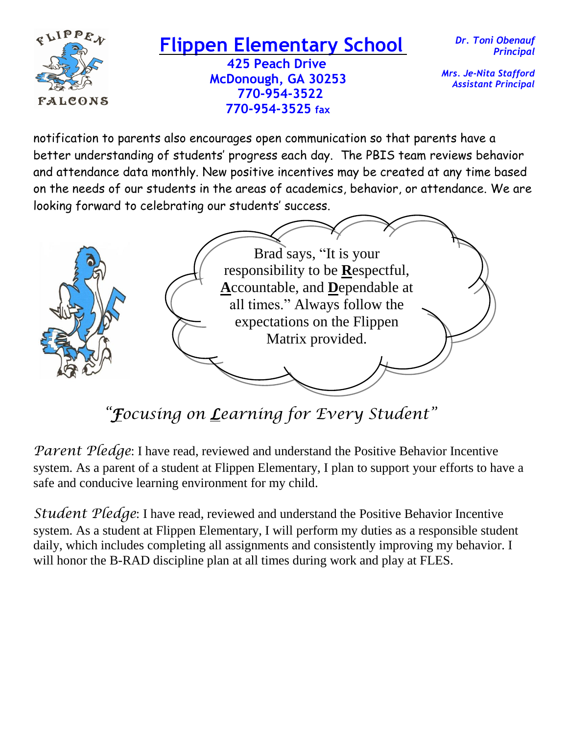# Flippen Elementary School

**425 Peach Drive**
**McDonough, GA 30253**
**770-954-3522**
**770-954-3525 fax**

*Dr. Toni Obenauf*
*Principal*

*Mrs. Je-Nita Stafford*
*Assistant Principal*

notification to parents also encourages open communication so that parents have a better understanding of students' progress each day. The PBIS team reviews behavior and attendance data monthly. New positive incentives may be created at any time based on the needs of our students in the areas of academics, behavior, or attendance. We are looking forward to celebrating our students' success.

Brad says, "It is your responsibility to be **R**espectful, **A**ccountable, and **D**ependable at all times." Always follow the expectations on the Flippen Matrix provided.

*"Focusing on Learning for Every Student"*

*Parent Pledge*: I have read, reviewed and understand the Positive Behavior Incentive system. As a parent of a student at Flippen Elementary, I plan to support your efforts to have a safe and conducive learning environment for my child.

*Student Pledge*: I have read, reviewed and understand the Positive Behavior Incentive system. As a student at Flippen Elementary, I will perform my duties as a responsible student daily, which includes completing all assignments and consistently improving my behavior. I will honor the B-RAD discipline plan at all times during work and play at FLES.